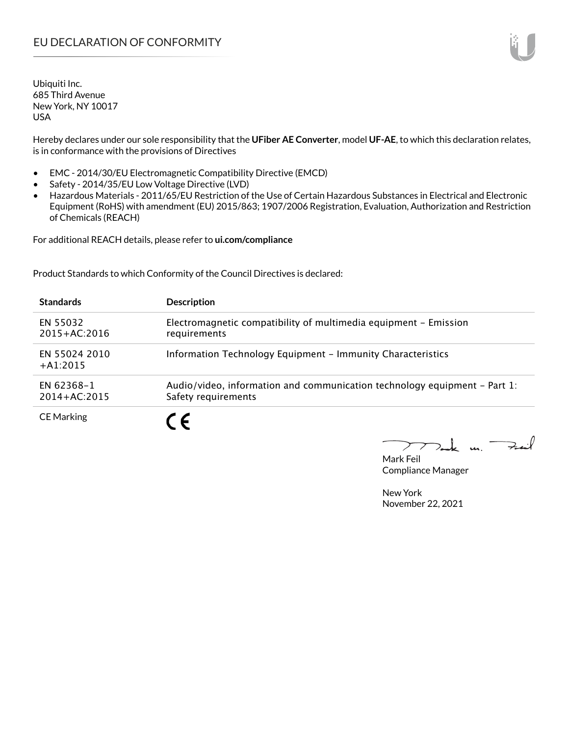# EU DECLARATION OF CONFORMITY

Ubiquiti Inc.
685 Third Avenue
New York, NY 10017
USA

Hereby declares under our sole responsibility that the **UFiber AE Converter**, model **UF-AE**, to which this declaration relates, is in conformance with the provisions of Directives

- EMC - 2014/30/EU Electromagnetic Compatibility Directive (EMCD)
- Safety - 2014/35/EU Low Voltage Directive (LVD)
- Hazardous Materials - 2011/65/EU Restriction of the Use of Certain Hazardous Substances in Electrical and Electronic Equipment (RoHS) with amendment (EU) 2015/863; 1907/2006 Registration, Evaluation, Authorization and Restriction of Chemicals (REACH)

For additional REACH details, please refer to **ui.com/compliance**

Product Standards to which Conformity of the Council Directives is declared:

| **Standards** | **Description** |
|---|---|
| EN 55032 2015+AC:2016 | Electromagnetic compatibility of multimedia equipment – Emission requirements |
| EN 55024 2010 +A1:2015 | Information Technology Equipment – Immunity Characteristics |
| EN 62368-1 2014+AC:2015 | Audio/video, information and communication technology equipment – Part 1: Safety requirements |
| CE Marking | CE |

Mark Feil
Compliance Manager

New York
November 22, 2021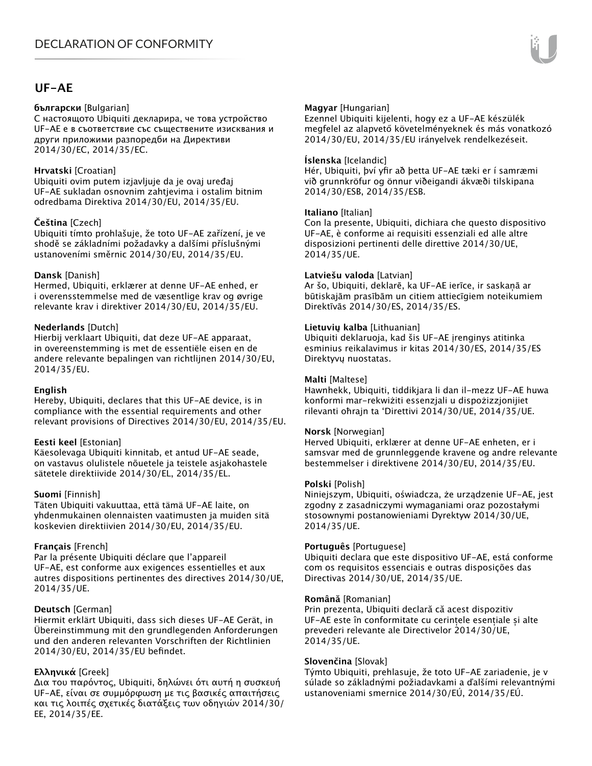## UF-AE

**български** [Bulgarian]
С настоящото Ubiquiti декларира, че това устройство UF-AE е в съответствие със съществените изисквания и други приложими разпоредби на Директиви 2014/30/ЕС, 2014/35/ЕС.

**Hrvatski** [Croatian]
Ubiquiti ovim putem izjavljuje da je ovaj uređaj UF-AE sukladan osnovnim zahtjevima i ostalim bitnim odredbama Direktiva 2014/30/EU, 2014/35/EU.

**Čeština** [Czech]
Ubiquiti tímto prohlašuje, že toto UF-AE zařízení, je ve shodě se základními požadavky a dalšími příslušnými ustanoveními směrnic 2014/30/EU, 2014/35/EU.

**Dansk** [Danish]
Hermed, Ubiquiti, erklærer at denne UF-AE enhed, er i overensstemmelse med de væsentlige krav og øvrige relevante krav i direktiver 2014/30/EU, 2014/35/EU.

**Nederlands** [Dutch]
Hierbij verklaart Ubiquiti, dat deze UF-AE apparaat, in overeenstemming is met de essentiële eisen en de andere relevante bepalingen van richtlijnen 2014/30/EU, 2014/35/EU.

**English**
Hereby, Ubiquiti, declares that this UF-AE device, is in compliance with the essential requirements and other relevant provisions of Directives 2014/30/EU, 2014/35/EU.

**Eesti keel** [Estonian]
Käesolevaga Ubiquiti kinnitab, et antud UF-AE seade, on vastavus olulistele nõuetele ja teistele asjakohastele sätetele direktiivide 2014/30/EL, 2014/35/EL.

**Suomi** [Finnish]
Täten Ubiquiti vakuuttaa, että tämä UF-AE laite, on yhdenmukainen olennaisten vaatimusten ja muiden sitä koskevien direktiivien 2014/30/EU, 2014/35/EU.

**Français** [French]
Par la présente Ubiquiti déclare que l'appareil UF-AE, est conforme aux exigences essentielles et aux autres dispositions pertinentes des directives 2014/30/UE, 2014/35/UE.

**Deutsch** [German]
Hiermit erklärt Ubiquiti, dass sich dieses UF-AE Gerät, in Übereinstimmung mit den grundlegenden Anforderungen und den anderen relevanten Vorschriften der Richtlinien 2014/30/EU, 2014/35/EU befindet.

**Ελληνικά** [Greek]
Δια του παρόντος, Ubiquiti, δηλώνει ότι αυτή η συσκευή UF-AE, είναι σε συμμόρφωση με τις βασικές απαιτήσεις και τις λοιπές σχετικές διατάξεις των οδηγιών 2014/30/ΕΕ, 2014/35/ΕΕ.

**Magyar** [Hungarian]
Ezennel Ubiquiti kijelenti, hogy ez a UF-AE készülék megfelel az alapvető követelményeknek és más vonatkozó 2014/30/EU, 2014/35/EU irányelvek rendelkezéseit.

**Íslenska** [Icelandic]
Hér, Ubiquiti, því yfir að þetta UF-AE tæki er í samræmi við grunnkröfur og önnur viðeigandi ákvæði tilskipana 2014/30/ESB, 2014/35/ESB.

**Italiano** [Italian]
Con la presente, Ubiquiti, dichiara che questo dispositivo UF-AE, è conforme ai requisiti essenziali ed alle altre disposizioni pertinenti delle direttive 2014/30/UE, 2014/35/UE.

**Latviešu valoda** [Latvian]
Ar šo, Ubiquiti, deklarē, ka UF-AE ierīce, ir saskaņā ar būtiskajām prasībām un citiem attiecīgiem noteikumiem Direktīvās 2014/30/ES, 2014/35/ES.

**Lietuvių kalba** [Lithuanian]
Ubiquiti deklaruoja, kad šis UF-AE įrenginys atitinka esminius reikalavimus ir kitas 2014/30/ES, 2014/35/ES Direktyvų nuostatas.

**Malti** [Maltese]
Hawnhekk, Ubiquiti, tiddikjara li dan il-mezz UF-AE huwa konformi mar-rekwiżiti essenzjali u dispożizzjonijiet rilevanti oħrajn ta 'Direttivi 2014/30/UE, 2014/35/UE.

**Norsk** [Norwegian]
Herved Ubiquiti, erklærer at denne UF-AE enheten, er i samsvar med de grunnleggende kravene og andre relevante bestemmelser i direktivene 2014/30/EU, 2014/35/EU.

**Polski** [Polish]
Niniejszym, Ubiquiti, oświadcza, że urządzenie UF-AE, jest zgodny z zasadniczymi wymaganiami oraz pozostałymi stosownymi postanowieniami Dyrektyw 2014/30/UE, 2014/35/UE.

**Português** [Portuguese]
Ubiquiti declara que este dispositivo UF-AE, está conforme com os requisitos essenciais e outras disposições das Directivas 2014/30/UE, 2014/35/UE.

**Română** [Romanian]
Prin prezenta, Ubiquiti declară că acest dispozitiv UF-AE este în conformitate cu cerințele esențiale și alte prevederi relevante ale Directivelor 2014/30/UE, 2014/35/UE.

**Slovenčina** [Slovak]
Týmto Ubiquiti, prehlasuje, že toto UF-AE zariadenie, je v súlade so základnými požiadavkami a ďalšími relevantnými ustanoveniami smernice 2014/30/EÚ, 2014/35/EÚ.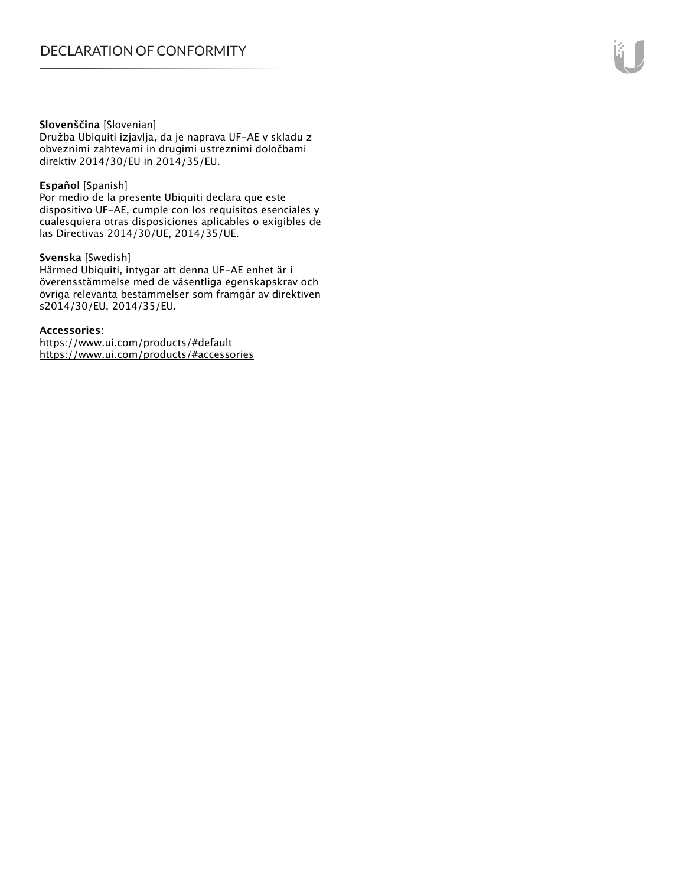**Slovenščina** [Slovenian]
Družba Ubiquiti izjavlja, da je naprava UF-AE v skladu z obveznimi zahtevami in drugimi ustreznimi določbami direktiv 2014/30/EU in 2014/35/EU.

**Español** [Spanish]
Por medio de la presente Ubiquiti declara que este dispositivo UF-AE, cumple con los requisitos esenciales y cualesquiera otras disposiciones aplicables o exigibles de las Directivas 2014/30/UE, 2014/35/UE.

**Svenska** [Swedish]
Härmed Ubiquiti, intygar att denna UF-AE enhet är i överensstämmelse med de väsentliga egenskapskrav och övriga relevanta bestämmelser som framgår av direktiven s2014/30/EU, 2014/35/EU.

**Accessories**:
https://www.ui.com/products/#default
https://www.ui.com/products/#accessories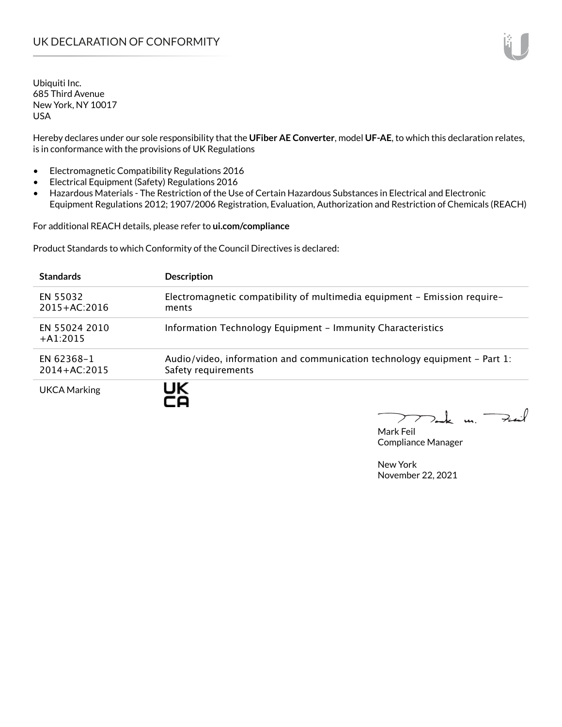# UK DECLARATION OF CONFORMITY

Ubiquiti Inc.
685 Third Avenue
New York, NY 10017
USA

Hereby declares under our sole responsibility that the **UFiber AE Converter**, model **UF-AE**, to which this declaration relates, is in conformance with the provisions of UK Regulations

- Electromagnetic Compatibility Regulations 2016
- Electrical Equipment (Safety) Regulations 2016
- Hazardous Materials - The Restriction of the Use of Certain Hazardous Substances in Electrical and Electronic Equipment Regulations 2012; 1907/2006 Registration, Evaluation, Authorization and Restriction of Chemicals (REACH)

For additional REACH details, please refer to **ui.com/compliance**

Product Standards to which Conformity of the Council Directives is declared:

| Standards | Description |
|---|---|
| EN 55032 2015+AC:2016 | Electromagnetic compatibility of multimedia equipment – Emission requirements |
| EN 55024 2010 +A1:2015 | Information Technology Equipment – Immunity Characteristics |
| EN 62368-1 2014+AC:2015 | Audio/video, information and communication technology equipment – Part 1: Safety requirements |
| UKCA Marking | UK CA |

Mark Feil
Compliance Manager

New York
November 22, 2021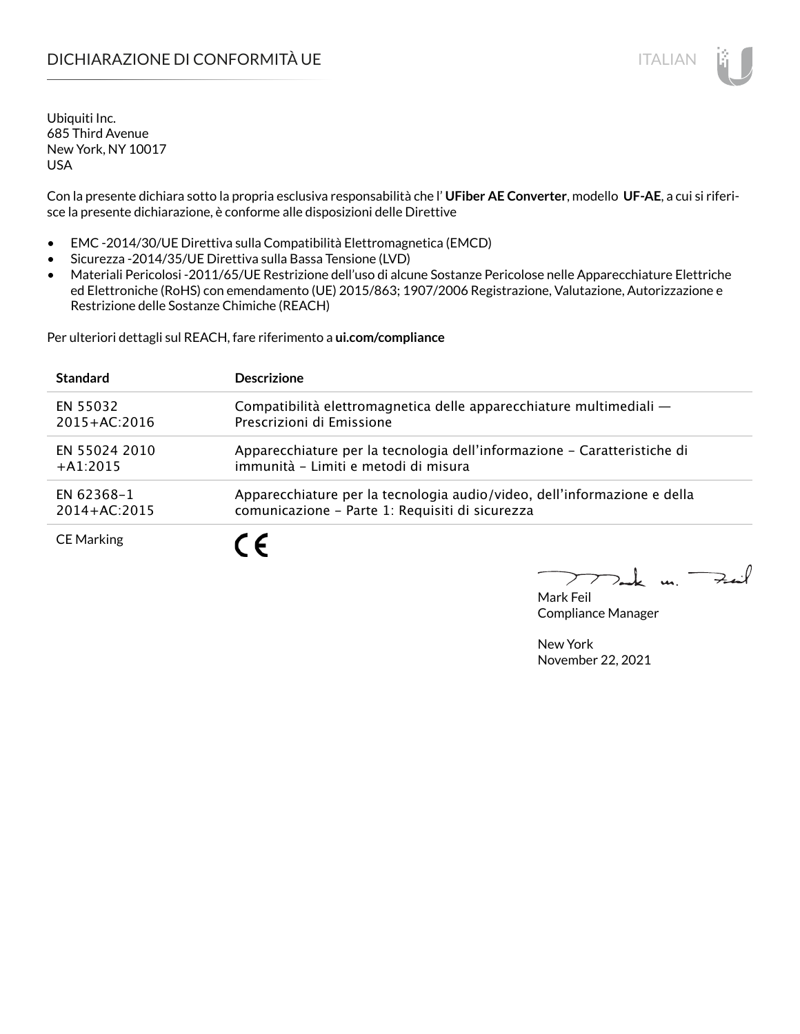# DICHIARAZIONE DI CONFORMITÀ UE

Ubiquiti Inc.
685 Third Avenue
New York, NY 10017
USA

Con la presente dichiara sotto la propria esclusiva responsabilità che l’ **UFiber AE Converter**, modello **UF-AE**, a cui si riferisce la presente dichiarazione, è conforme alle disposizioni delle Direttive

- EMC -2014/30/UE Direttiva sulla Compatibilità Elettromagnetica (EMCD)
- Sicurezza -2014/35/UE Direttiva sulla Bassa Tensione (LVD)
- Materiali Pericolosi -2011/65/UE Restrizione dell’uso di alcune Sostanze Pericolose nelle Apparecchiature Elettriche ed Elettroniche (RoHS) con emendamento (UE) 2015/863; 1907/2006 Registrazione, Valutazione, Autorizzazione e Restrizione delle Sostanze Chimiche (REACH)

Per ulteriori dettagli sul REACH, fare riferimento a **ui.com/compliance**

| Standard | Descrizione |
| --- | --- |
| EN 55032 2015+AC:2016 | Compatibilità elettromagnetica delle apparecchiature multimediali — Prescrizioni di Emissione |
| EN 55024 2010 +A1:2015 | Apparecchiature per la tecnologia dell’informazione – Caratteristiche di immunità – Limiti e metodi di misura |
| EN 62368-1 2014+AC:2015 | Apparecchiature per la tecnologia audio/video, dell’informazione e della comunicazione – Parte 1: Requisiti di sicurezza |
| CE Marking | CE |

Mark Feil
Compliance Manager

New York
November 22, 2021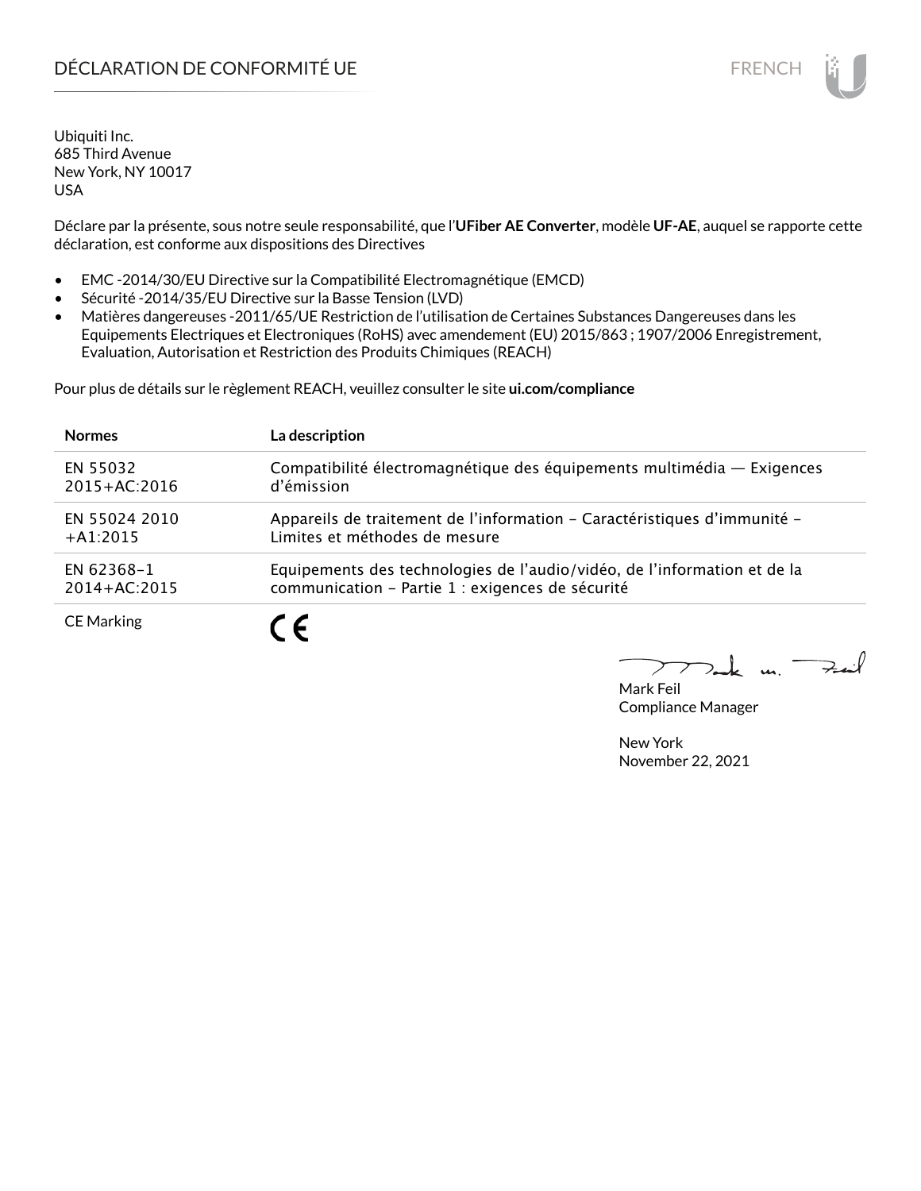# DÉCLARATION DE CONFORMITÉ UE

Ubiquiti Inc.
685 Third Avenue
New York, NY 10017
USA

Déclare par la présente, sous notre seule responsabilité, que l'**UFiber AE Converter**, modèle **UF-AE**, auquel se rapporte cette déclaration, est conforme aux dispositions des Directives

- EMC -2014/30/EU Directive sur la Compatibilité Electromagnétique (EMCD)
- Sécurité -2014/35/EU Directive sur la Basse Tension (LVD)
- Matières dangereuses -2011/65/UE Restriction de l'utilisation de Certaines Substances Dangereuses dans les Equipements Electriques et Electroniques (RoHS) avec amendement (EU) 2015/863 ; 1907/2006 Enregistrement, Evaluation, Autorisation et Restriction des Produits Chimiques (REACH)

Pour plus de détails sur le règlement REACH, veuillez consulter le site **ui.com/compliance**

| **Normes** | **La description** |
|---|---|
| EN 55032 2015+AC:2016 | Compatibilité électromagnétique des équipements multimédia — Exigences d'émission |
| EN 55024 2010 +A1:2015 | Appareils de traitement de l'information – Caractéristiques d'immunité – Limites et méthodes de mesure |
| EN 62368-1 2014+AC:2015 | Equipements des technologies de l'audio/vidéo, de l'information et de la communication – Partie 1 : exigences de sécurité |
| CE Marking | CE |

Mark Feil
Compliance Manager

New York
November 22, 2021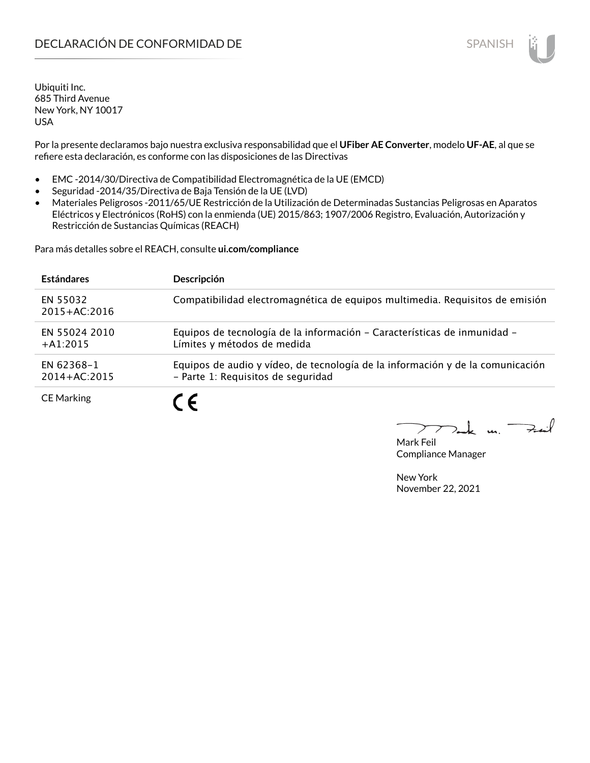# DECLARACIÓN DE CONFORMIDAD DE

SPANISH

Ubiquiti Inc.
685 Third Avenue
New York, NY 10017
USA

Por la presente declaramos bajo nuestra exclusiva responsabilidad que el **UFiber AE Converter**, modelo **UF-AE**, al que se refiere esta declaración, es conforme con las disposiciones de las Directivas

- EMC -2014/30/Directiva de Compatibilidad Electromagnética de la UE (EMCD)
- Seguridad -2014/35/Directiva de Baja Tensión de la UE (LVD)
- Materiales Peligrosos -2011/65/UE Restricción de la Utilización de Determinadas Sustancias Peligrosas en Aparatos Eléctricos y Electrónicos (RoHS) con la enmienda (UE) 2015/863; 1907/2006 Registro, Evaluación, Autorización y Restricción de Sustancias Químicas (REACH)

Para más detalles sobre el REACH, consulte **ui.com/compliance**

| **Estándares** | **Descripción** |
|---|---|
| EN 55032 2015+AC:2016 | Compatibilidad electromagnética de equipos multimedia. Requisitos de emisión |
| EN 55024 2010 +A1:2015 | Equipos de tecnología de la información – Características de inmunidad – Límites y métodos de medida |
| EN 62368-1 2014+AC:2015 | Equipos de audio y vídeo, de tecnología de la información y de la comunicación – Parte 1: Requisitos de seguridad |
| CE Marking | CE |

Mark Feil
Compliance Manager

New York
November 22, 2021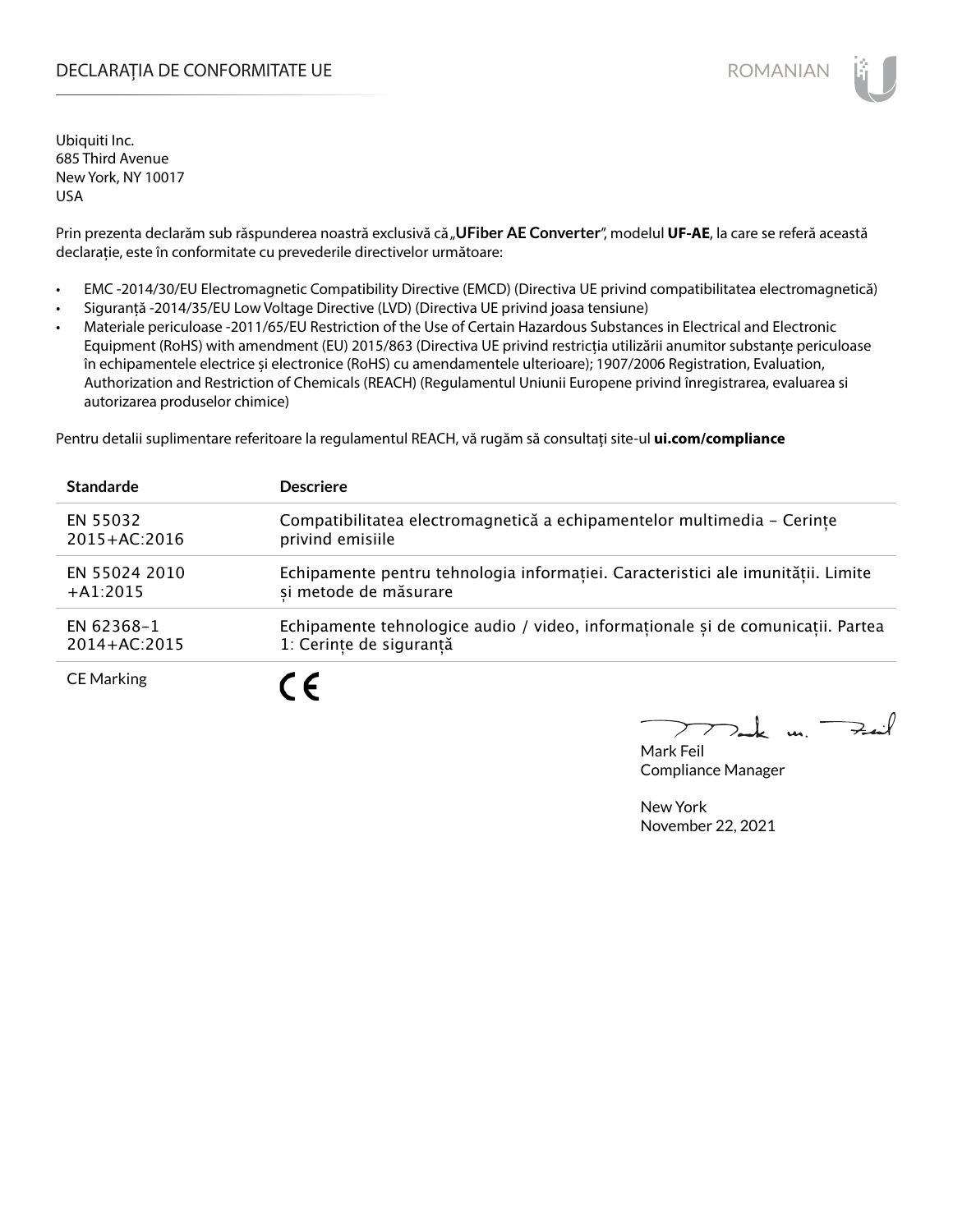# DECLARAȚIA DE CONFORMITATE UE

Ubiquiti Inc.
685 Third Avenue
New York, NY 10017
USA

Prin prezenta declarăm sub răspunderea noastră exclusivă că „**UFiber AE Converter**", modelul **UF-AE**, la care se referă această declarație, este în conformitate cu prevederile directivelor următoare:

- EMC -2014/30/EU Electromagnetic Compatibility Directive (EMCD) (Directiva UE privind compatibilitatea electromagnetică)
- Siguranță -2014/35/EU Low Voltage Directive (LVD) (Directiva UE privind joasa tensiune)
- Materiale periculoase -2011/65/EU Restriction of the Use of Certain Hazardous Substances in Electrical and Electronic Equipment (RoHS) with amendment (EU) 2015/863 (Directiva UE privind restricția utilizării anumitor substanțe periculoase în echipamentele electrice și electronice (RoHS) cu amendamentele ulterioare); 1907/2006 Registration, Evaluation, Authorization and Restriction of Chemicals (REACH) (Regulamentul Uniunii Europene privind înregistrarea, evaluarea si autorizarea produselor chimice)

Pentru detalii suplimentare referitoare la regulamentul REACH, vă rugăm să consultați site-ul **ui.com/compliance**

| Standarde | Descriere |
|---|---|
| EN 55032 2015+AC:2016 | Compatibilitatea electromagnetică a echipamentelor multimedia – Cerințe privind emisiile |
| EN 55024 2010 +A1:2015 | Echipamente pentru tehnologia informației. Caracteristici ale imunității. Limite și metode de măsurare |
| EN 62368-1 2014+AC:2015 | Echipamente tehnologice audio / video, informaționale și de comunicații. Partea 1: Cerințe de siguranță |
| CE Marking | CE |

Mark Feil
Compliance Manager

New York
November 22, 2021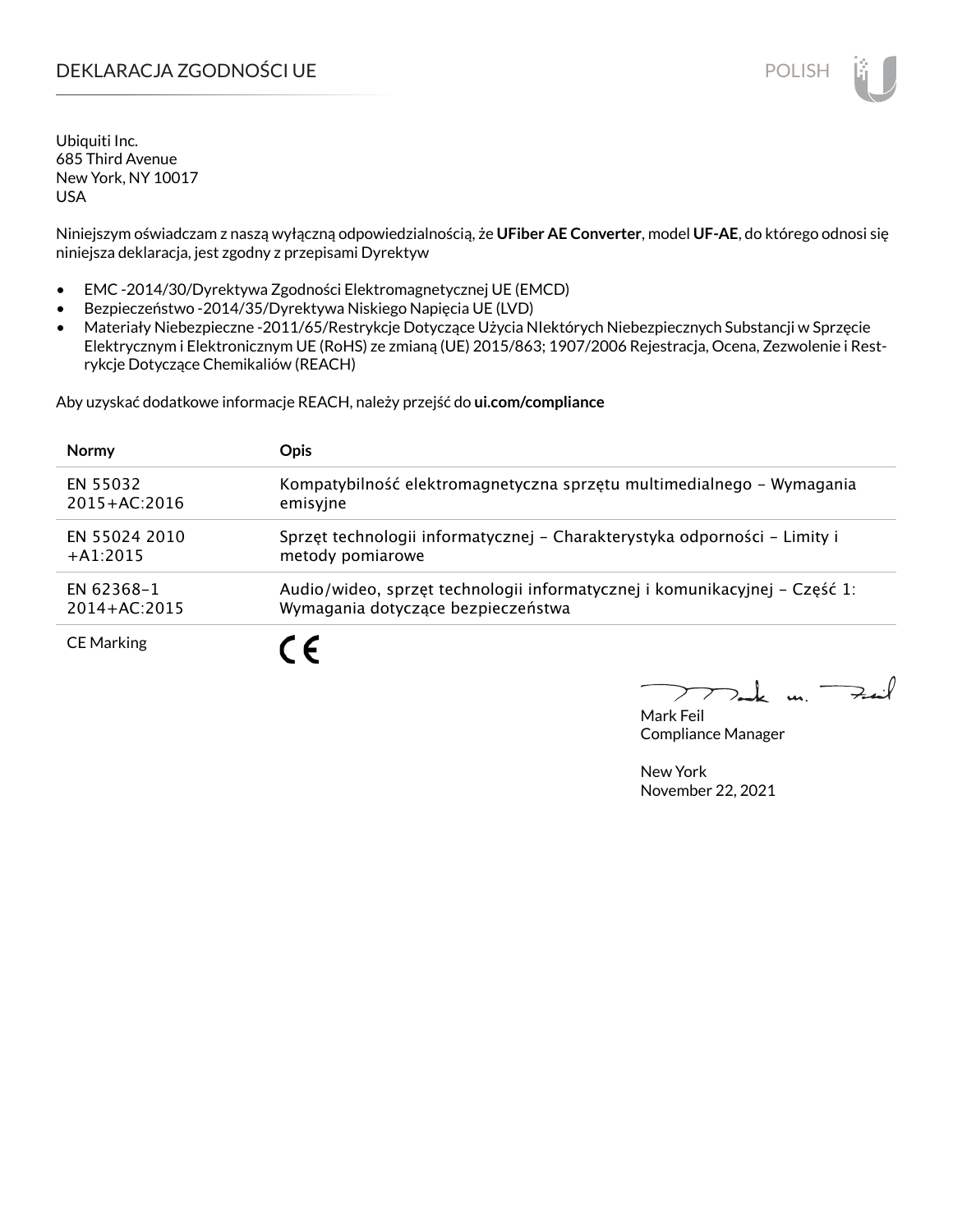# DEKLARACJA ZGODNOŚCI UE

Ubiquiti Inc.
685 Third Avenue
New York, NY 10017
USA

Niniejszym oświadczam z naszą wyłączną odpowiedzialnością, że **UFiber AE Converter**, model **UF-AE**, do którego odnosi się niniejsza deklaracja, jest zgodny z przepisami Dyrektyw

- EMC -2014/30/Dyrektywa Zgodności Elektromagnetycznej UE (EMCD)
- Bezpieczeństwo -2014/35/Dyrektywa Niskiego Napięcia UE (LVD)
- Materiały Niebezpieczne -2011/65/Restrykcje Dotyczące Użycia NIektórych Niebezpiecznych Substancji w Sprzęcie Elektrycznym i Elektronicznym UE (RoHS) ze zmianą (UE) 2015/863; 1907/2006 Rejestracja, Ocena, Zezwolenie i Restrykcje Dotyczące Chemikaliów (REACH)

Aby uzyskać dodatkowe informacje REACH, należy przejść do **ui.com/compliance**

| Normy | Opis |
| --- | --- |
| EN 55032 2015+AC:2016 | Kompatybilność elektromagnetyczna sprzętu multimedialnego – Wymagania emisyjne |
| EN 55024 2010 +A1:2015 | Sprzęt technologii informatycznej – Charakterystyka odporności – Limity i metody pomiarowe |
| EN 62368-1 2014+AC:2015 | Audio/wideo, sprzęt technologii informatycznej i komunikacyjnej – Część 1: Wymagania dotyczące bezpieczeństwa |
| CE Marking | CE |

Mark Feil
Compliance Manager

New York
November 22, 2021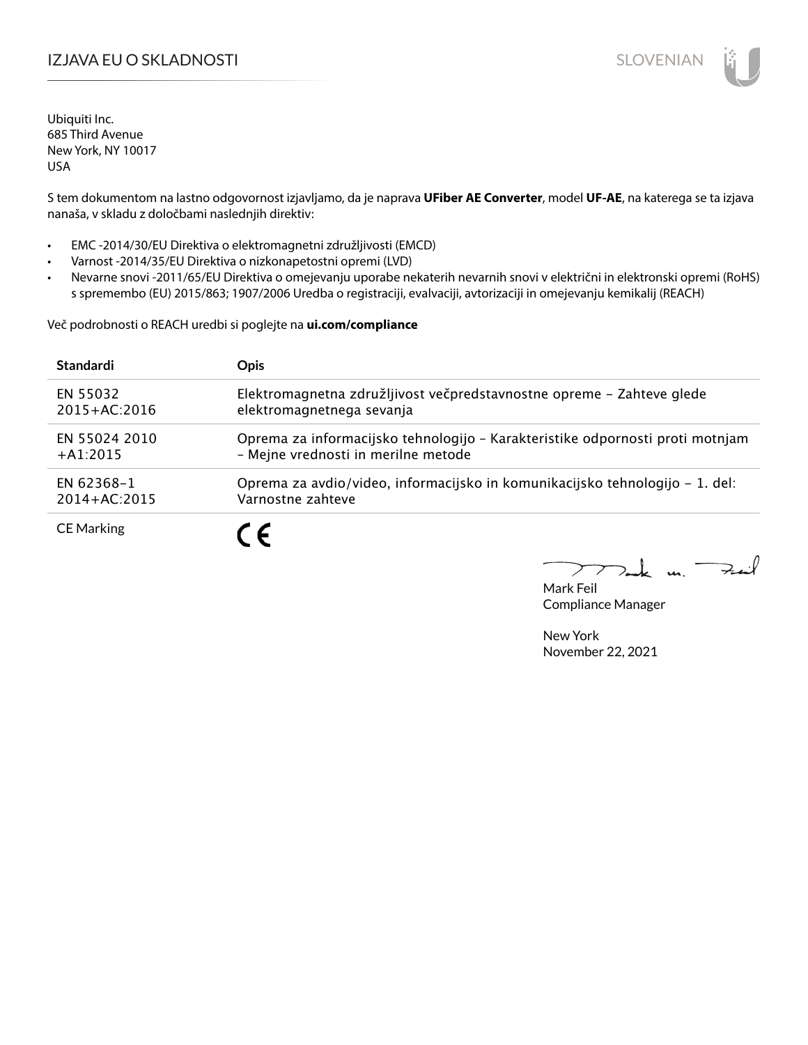# IZJAVA EU O SKLADNOSTI

Ubiquiti Inc.
685 Third Avenue
New York, NY 10017
USA

S tem dokumentom na lastno odgovornost izjavljamo, da je naprava **UFiber AE Converter**, model **UF-AE**, na katerega se ta izjava nanaša, v skladu z določbami naslednjih direktiv:

- EMC -2014/30/EU Direktiva o elektromagnetni združljivosti (EMCD)
- Varnost -2014/35/EU Direktiva o nizkonapetostni opremi (LVD)
- Nevarne snovi -2011/65/EU Direktiva o omejevanju uporabe nekaterih nevarnih snovi v električni in elektronski opremi (RoHS) s spremembo (EU) 2015/863; 1907/2006 Uredba o registraciji, evalvaciji, avtorizaciji in omejevanju kemikalij (REACH)

Več podrobnosti o REACH uredbi si poglejte na **ui.com/compliance**

| Standardi | Opis |
|---|---|
| EN 55032 2015+AC:2016 | Elektromagnetna združljivost večpredstavnostne opreme – Zahteve glede elektromagnetnega sevanja |
| EN 55024 2010 +A1:2015 | Oprema za informacijsko tehnologijo – Karakteristike odpornosti proti motnjam – Mejne vrednosti in merilne metode |
| EN 62368–1 2014+AC:2015 | Oprema za avdio/video, informacijsko in komunikacijsko tehnologijo – 1. del: Varnostne zahteve |
| CE Marking | CE |

Mark Feil
Compliance Manager

New York
November 22, 2021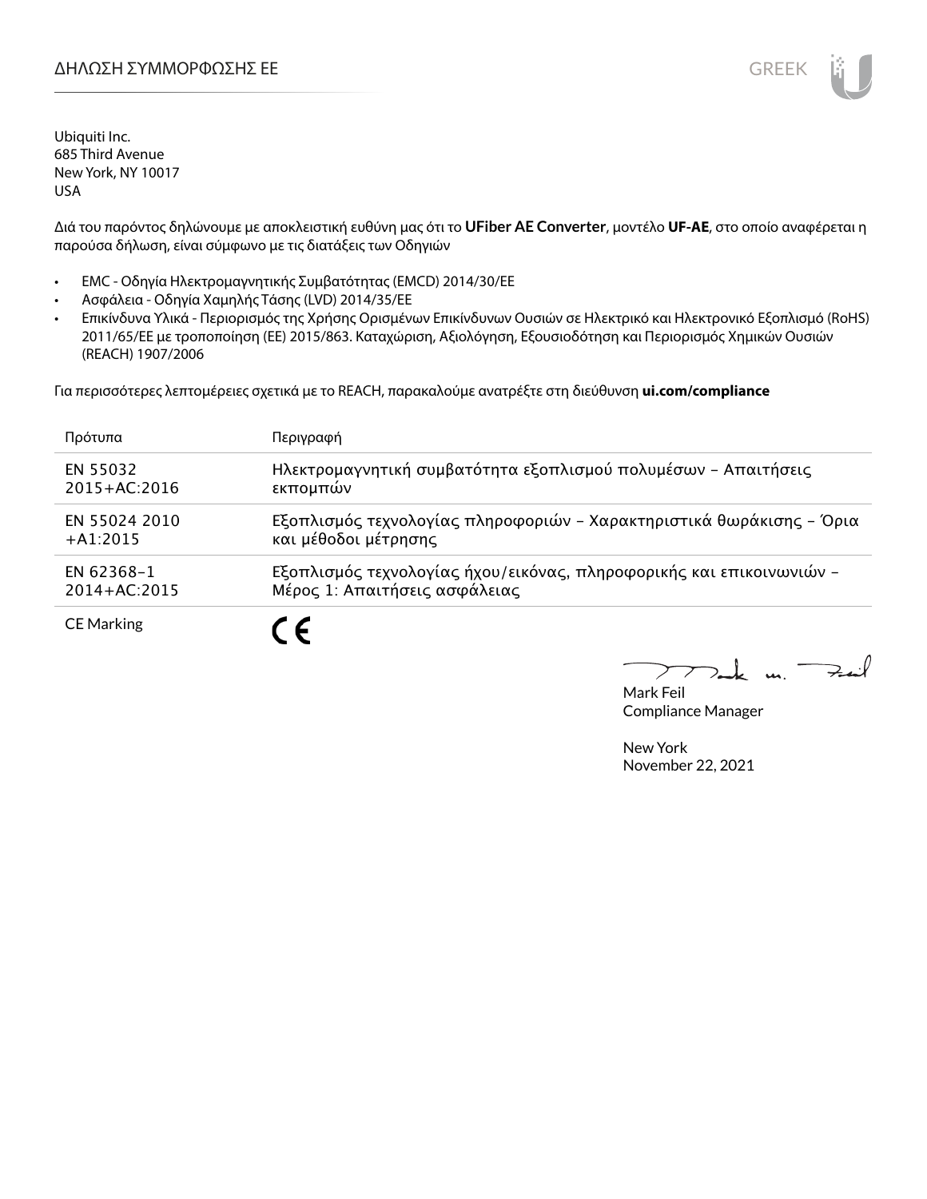# ΔΗΛΩΣΗ ΣΥΜΜΟΡΦΩΣΗΣ ΕΕ

Ubiquiti Inc.
685 Third Avenue
New York, NY 10017
USA

Διά του παρόντος δηλώνουμε με αποκλειστική ευθύνη μας ότι το **UFiber AE Converter**, μοντέλο **UF-AE**, στο οποίο αναφέρεται η παρούσα δήλωση, είναι σύμφωνο με τις διατάξεις των Οδηγιών

- EMC - Οδηγία Ηλεκτρομαγνητικής Συμβατότητας (EMCD) 2014/30/ΕΕ
- Ασφάλεια - Οδηγία Χαμηλής Τάσης (LVD) 2014/35/ΕΕ
- Επικίνδυνα Υλικά - Περιορισμός της Χρήσης Ορισμένων Επικίνδυνων Ουσιών σε Ηλεκτρικό και Ηλεκτρονικό Εξοπλισμό (RoHS) 2011/65/ΕΕ με τροποποίηση (ΕΕ) 2015/863. Καταχώριση, Αξιολόγηση, Εξουσιοδότηση και Περιορισμός Χημικών Ουσιών (REACH) 1907/2006

Για περισσότερες λεπτομέρειες σχετικά με το REACH, παρακαλούμε ανατρέξτε στη διεύθυνση **ui.com/compliance**

| Πρότυπα | Περιγραφή |
|---|---|
| EN 55032 2015+AC:2016 | Ηλεκτρομαγνητική συμβατότητα εξοπλισμού πολυμέσων – Απαιτήσεις εκπομπών |
| EN 55024 2010 +A1:2015 | Εξοπλισμός τεχνολογίας πληροφοριών – Χαρακτηριστικά θωράκισης – Όρια και μέθοδοι μέτρησης |
| EN 62368-1 2014+AC:2015 | Εξοπλισμός τεχνολογίας ήχου/εικόνας, πληροφορικής και επικοινωνιών – Μέρος 1: Απαιτήσεις ασφάλειας |
| CE Marking | CE |

Mark Feil
Compliance Manager

New York
November 22, 2021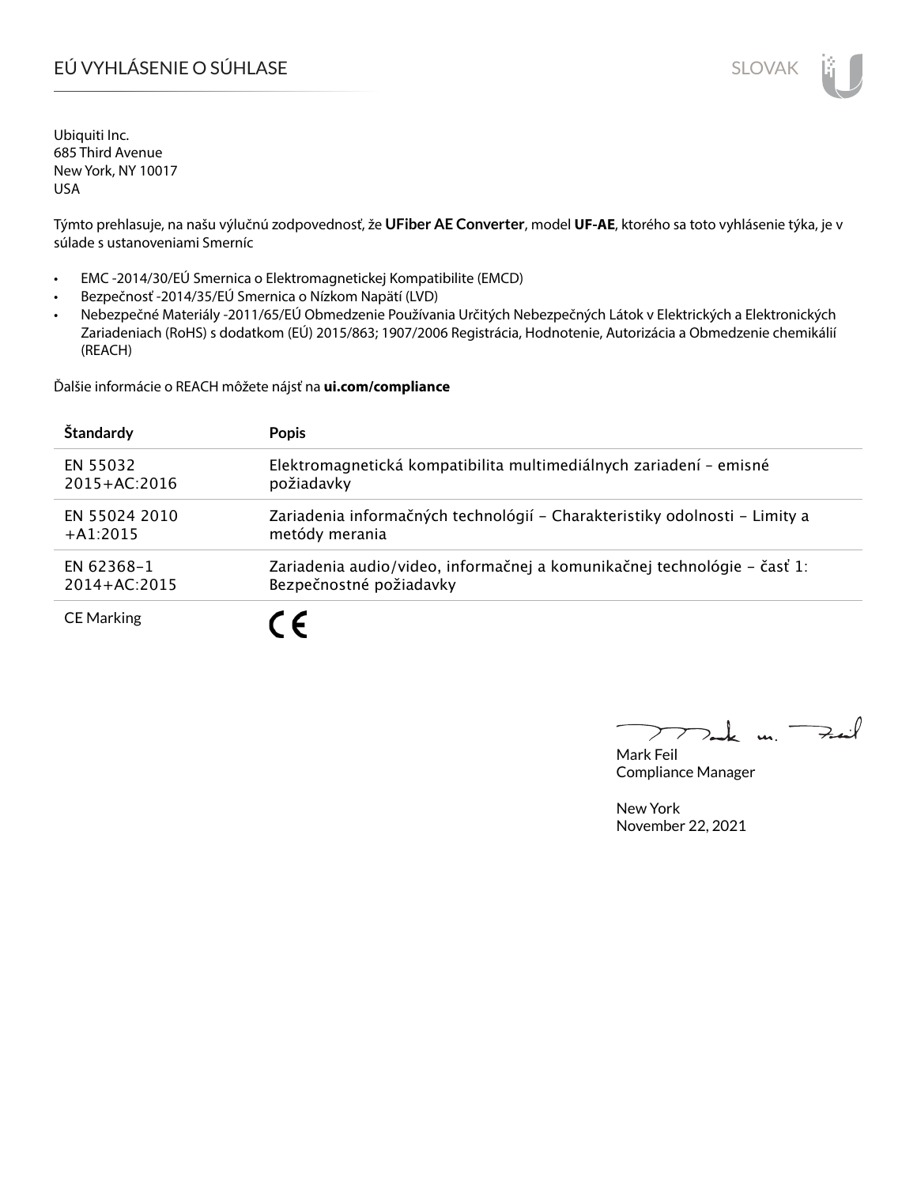# EÚ VYHLÁSENIE O SÚHLASE

Ubiquiti Inc.
685 Third Avenue
New York, NY 10017
USA

Týmto prehlasuje, na našu výlučnú zodpovednosť, že **UFiber AE Converter**, model **UF-AE**, ktorého sa toto vyhlásenie týka, je v súlade s ustanoveniami Smerníc

- EMC -2014/30/EÚ Smernica o Elektromagnetickej Kompatibilite (EMCD)
- Bezpečnosť -2014/35/EÚ Smernica o Nízkom Napätí (LVD)
- Nebezpečné Materiály -2011/65/EÚ Obmedzenie Používania Určitých Nebezpečných Látok v Elektrických a Elektronických Zariadeniach (RoHS) s dodatkom (EÚ) 2015/863; 1907/2006 Registrácia, Hodnotenie, Autorizácia a Obmedzenie chemikálií (REACH)

Ďalšie informácie o REACH môžete nájsť na **ui.com/compliance**

| Štandardy | Popis |
|---|---|
| EN 55032 2015+AC:2016 | Elektromagnetická kompatibilita multimediálnych zariadení – emisné požiadavky |
| EN 55024 2010 +A1:2015 | Zariadenia informačných technológií – Charakteristiky odolnosti – Limity a metódy merania |
| EN 62368-1 2014+AC:2015 | Zariadenia audio/video, informačnej a komunikačnej technológie – časť 1: Bezpečnostné požiadavky |
| CE Marking | CE |

Mark Feil
Compliance Manager

New York
November 22, 2021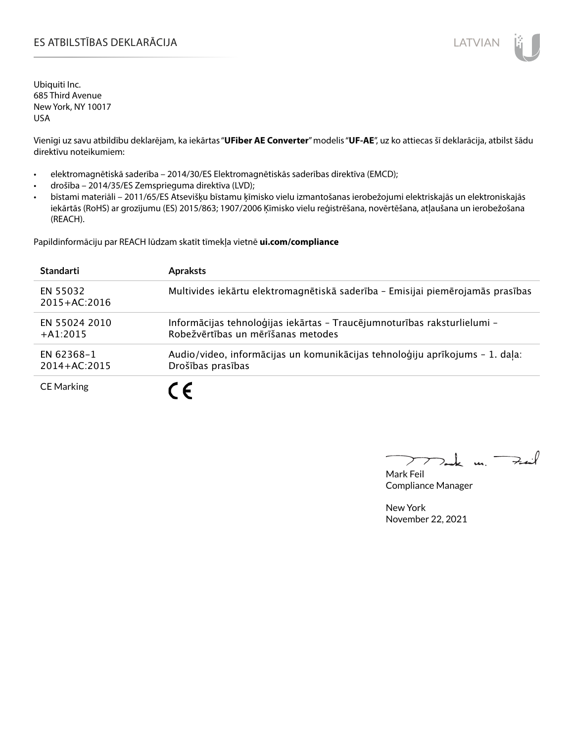# ES ATBILSTĪBAS DEKLARĀCIJA

Ubiquiti Inc.
685 Third Avenue
New York, NY 10017
USA

Vienīgi uz savu atbildību deklarējam, ka iekārtas "**UFiber AE Converter**" modelis "**UF-AE**", uz ko attiecas šī deklarācija, atbilst šādu direktīvu noteikumiem:

- elektromagnētiskā saderība – 2014/30/ES Elektromagnētiskās saderības direktīva (EMCD);
- drošība – 2014/35/ES Zemsprieguma direktīva (LVD);
- bīstami materiāli – 2011/65/ES Atsevišķu bīstamu ķīmisko vielu izmantošanas ierobežojumi elektriskajās un elektroniskajās iekārtās (RoHS) ar grozījumu (ES) 2015/863; 1907/2006 Ķīmisko vielu reģistrēšana, novērtēšana, atļaušana un ierobežošana (REACH).

Papildinformāciju par REACH lūdzam skatīt tīmekļa vietnē **ui.com/compliance**

| Standarti | Apraksts |
| --- | --- |
| EN 55032 2015+AC:2016 | Multivides iekārtu elektromagnētiskā saderība – Emisijai piemērojamās prasības |
| EN 55024 2010 +A1:2015 | Informācijas tehnoloģijas iekārtas – Traucējumnoturības raksturlielumi – Robežvērtības un mērīšanas metodes |
| EN 62368-1 2014+AC:2015 | Audio/video, informācijas un komunikācijas tehnoloģiju aprīkojums – 1. daļa: Drošības prasības |
| CE Marking | CE |

Mark Feil
Compliance Manager

New York
November 22, 2021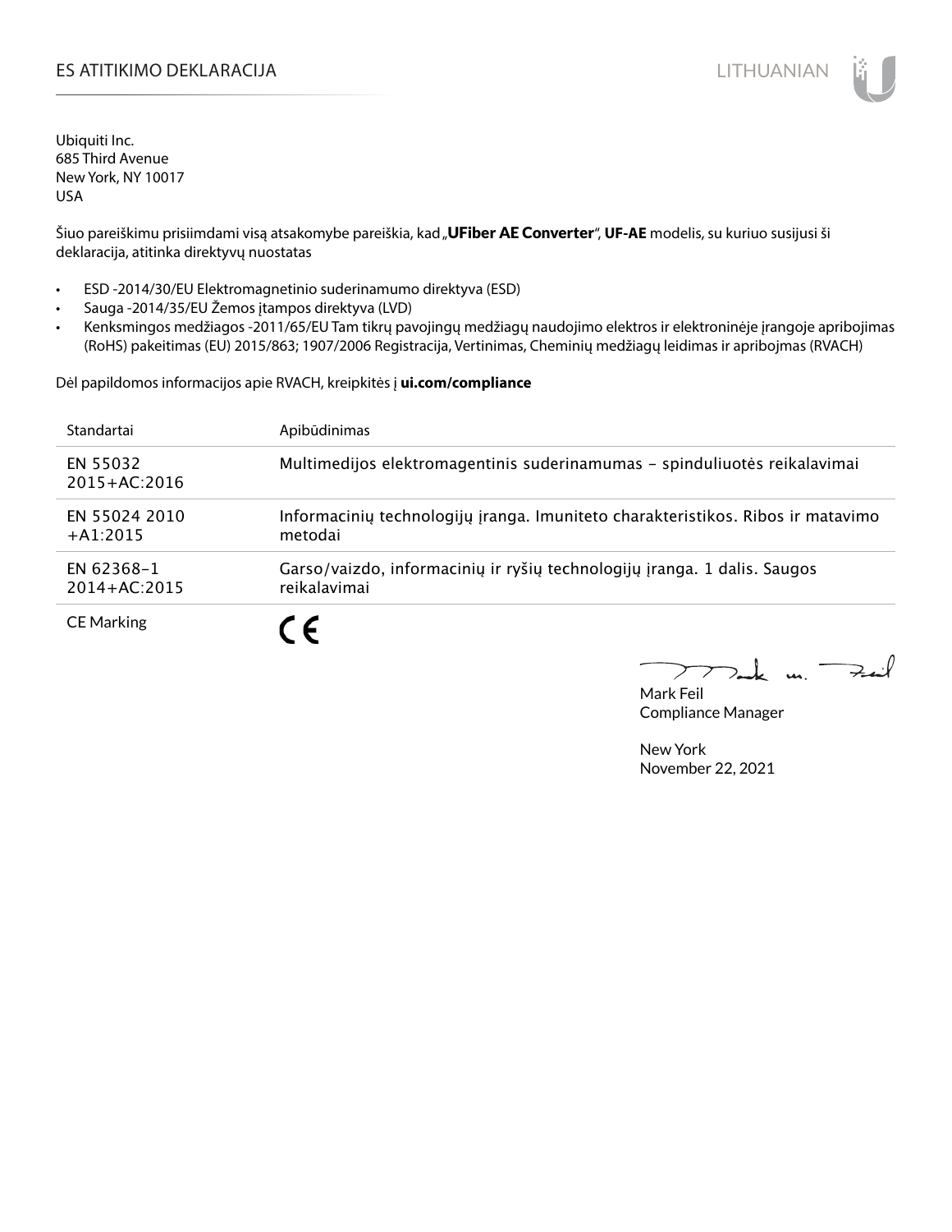# ES ATITIKIMO DEKLARACIJA

LITHUANIAN

Ubiquiti Inc.
685 Third Avenue
New York, NY 10017
USA

Šiuo pareiškimu prisiimdami visą atsakomybe pareiškia, kad „**UFiber AE Converter**", **UF-AE** modelis, su kuriuo susijusi ši deklaracija, atitinka direktyvų nuostatas

- ESD -2014/30/EU Elektromagnetinio suderinamumo direktyva (ESD)
- Sauga -2014/35/EU Žemos įtampos direktyva (LVD)
- Kenksmingos medžiagos -2011/65/EU Tam tikrų pavojingų medžiagų naudojimo elektros ir elektroninėje įrangoje apribojimas (RoHS) pakeitimas (EU) 2015/863; 1907/2006 Registracija, Vertinimas, Cheminių medžiagų leidimas ir apribojmas (RVACH)

Dėl papildomos informacijos apie RVACH, kreipkitės į **ui.com/compliance**

| Standartai | Apibūdinimas |
| --- | --- |
| EN 55032 2015+AC:2016 | Multimedijos elektromagentinis suderinamumas – spinduliuotės reikalavimai |
| EN 55024 2010 +A1:2015 | Informacinių technologijų įranga. Imuniteto charakteristikos. Ribos ir matavimo metodai |
| EN 62368-1 2014+AC:2015 | Garso/vaizdo, informacinių ir ryšių technologijų įranga. 1 dalis. Saugos reikalavimai |
| CE Marking | CE |

Mark Feil
Compliance Manager

New York
November 22, 2021